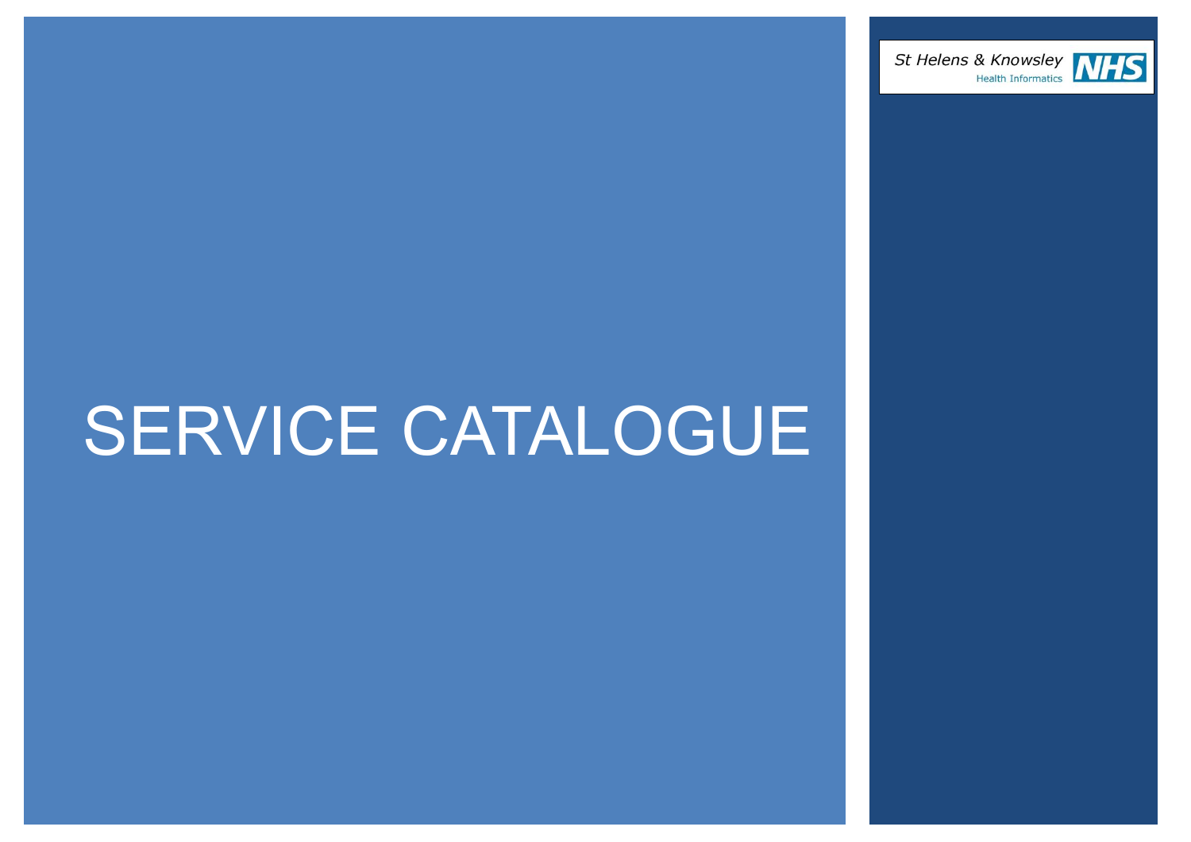St Helens & Knowsley Health Informatics NHS

# SERVICE CATALOGUE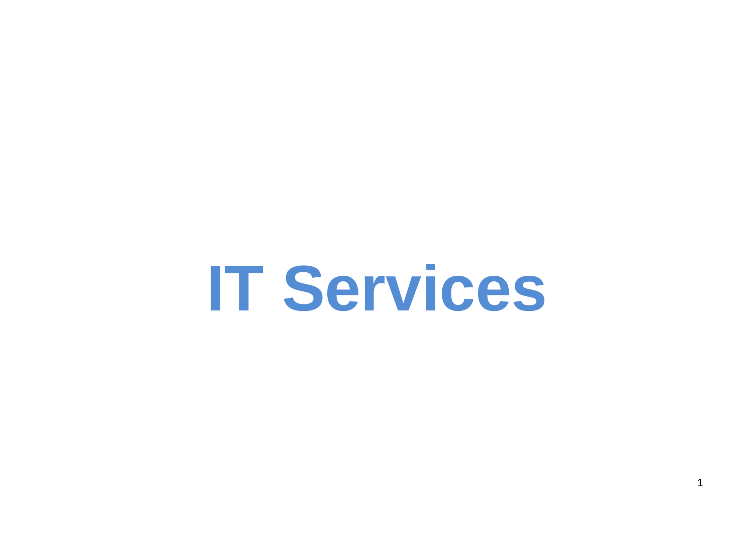# IT Services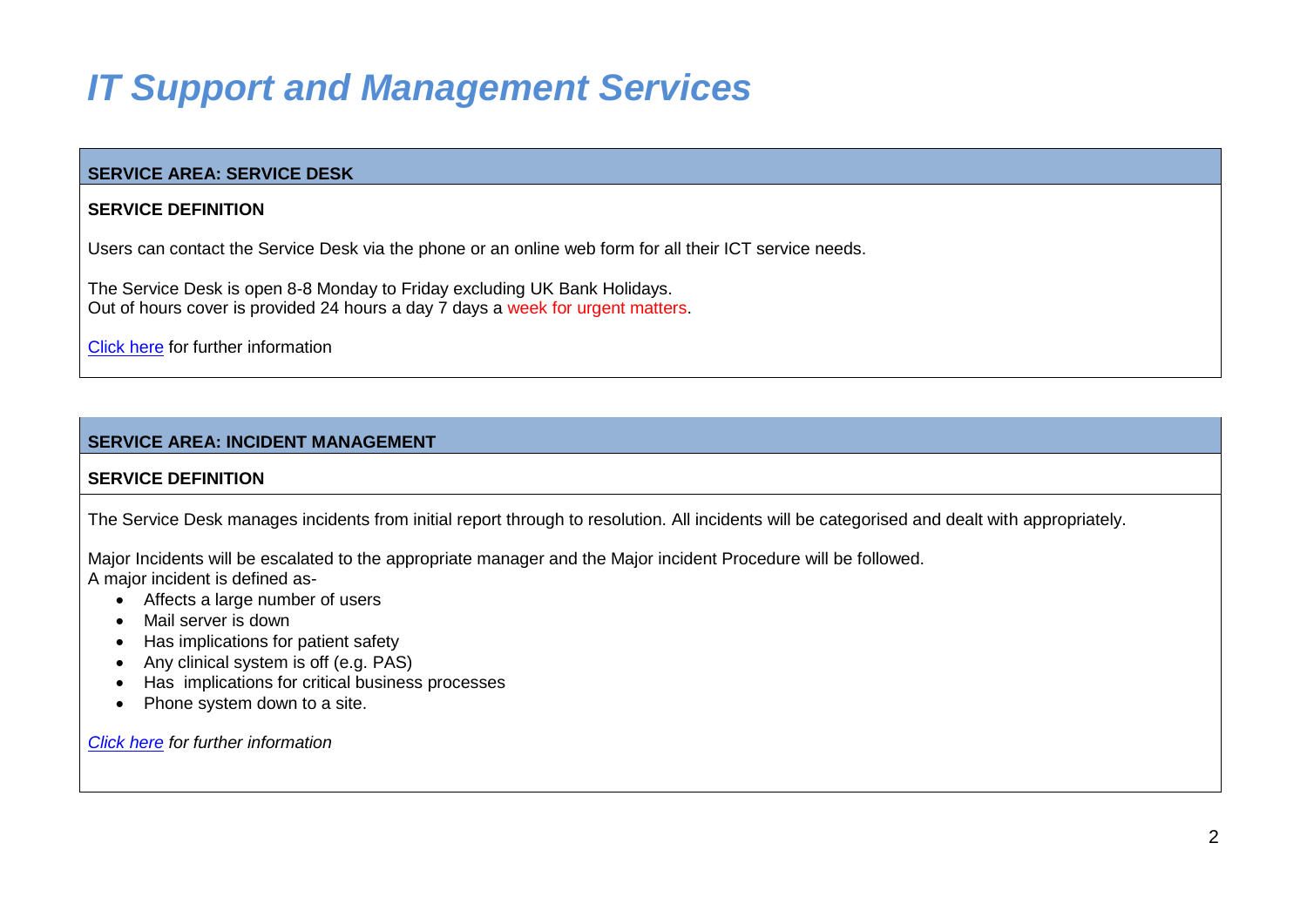# *IT Support and Management Services*

## SERVICE AREA: SERVICE DESK

**SERVICE DEFINITION**

Users can contact the Service Desk via the phone or an online web form for all their ICT service needs.

The Service Desk is open 8-8 Monday to Friday excluding UK Bank Holidays.
Out of hours cover is provided 24 hours a day 7 days a week for urgent matters.

Click here for further information

## SERVICE AREA: INCIDENT MANAGEMENT

**SERVICE DEFINITION**

The Service Desk manages incidents from initial report through to resolution. All incidents will be categorised and dealt with appropriately.

Major Incidents will be escalated to the appropriate manager and the Major incident Procedure will be followed.
A major incident is defined as-

- Affects a large number of users
- Mail server is down
- Has implications for patient safety
- Any clinical system is off (e.g. PAS)
- Has implications for critical business processes
- Phone system down to a site.

*Click here for further information*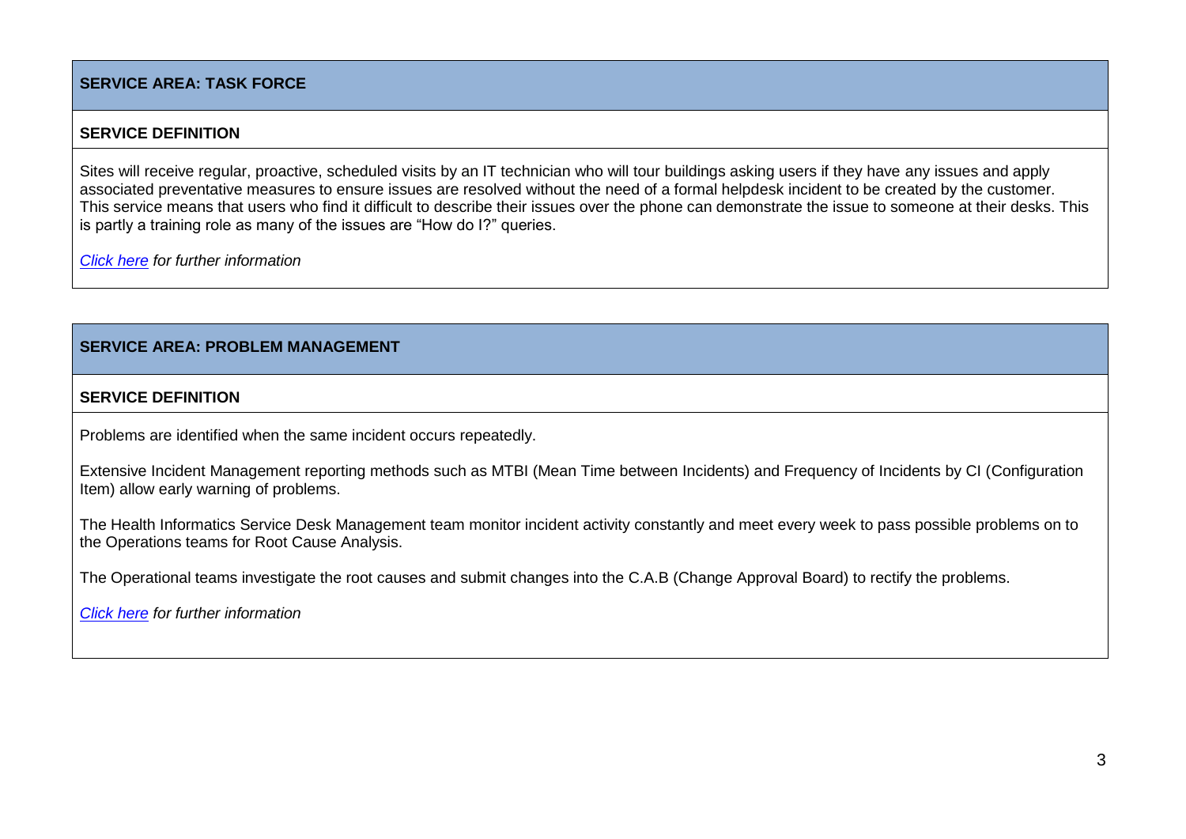## SERVICE AREA: TASK FORCE

### SERVICE DEFINITION

Sites will receive regular, proactive, scheduled visits by an IT technician who will tour buildings asking users if they have any issues and apply associated preventative measures to ensure issues are resolved without the need of a formal helpdesk incident to be created by the customer. This service means that users who find it difficult to describe their issues over the phone can demonstrate the issue to someone at their desks. This is partly a training role as many of the issues are "How do I?" queries.

*Click here for further information*

## SERVICE AREA: PROBLEM MANAGEMENT

### SERVICE DEFINITION

Problems are identified when the same incident occurs repeatedly.

Extensive Incident Management reporting methods such as MTBI (Mean Time between Incidents) and Frequency of Incidents by CI (Configuration Item) allow early warning of problems.

The Health Informatics Service Desk Management team monitor incident activity constantly and meet every week to pass possible problems on to the Operations teams for Root Cause Analysis.

The Operational teams investigate the root causes and submit changes into the C.A.B (Change Approval Board) to rectify the problems.

*Click here for further information*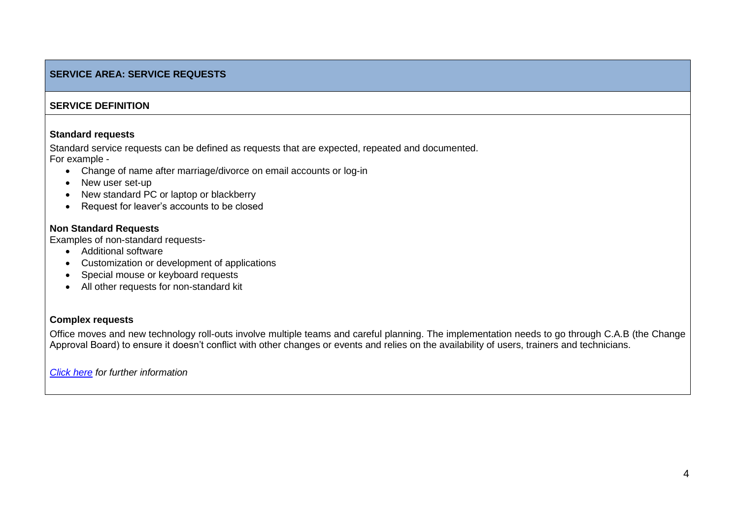## SERVICE AREA: SERVICE REQUESTS

### SERVICE DEFINITION

**Standard requests**

Standard service requests can be defined as requests that are expected, repeated and documented.
For example -

- Change of name after marriage/divorce on email accounts or log-in
- New user set-up
- New standard PC or laptop or blackberry
- Request for leaver's accounts to be closed

**Non Standard Requests**

Examples of non-standard requests-

- Additional software
- Customization or development of applications
- Special mouse or keyboard requests
- All other requests for non-standard kit

**Complex requests**

Office moves and new technology roll-outs involve multiple teams and careful planning. The implementation needs to go through C.A.B (the Change Approval Board) to ensure it doesn't conflict with other changes or events and relies on the availability of users, trainers and technicians.

*Click here for further information*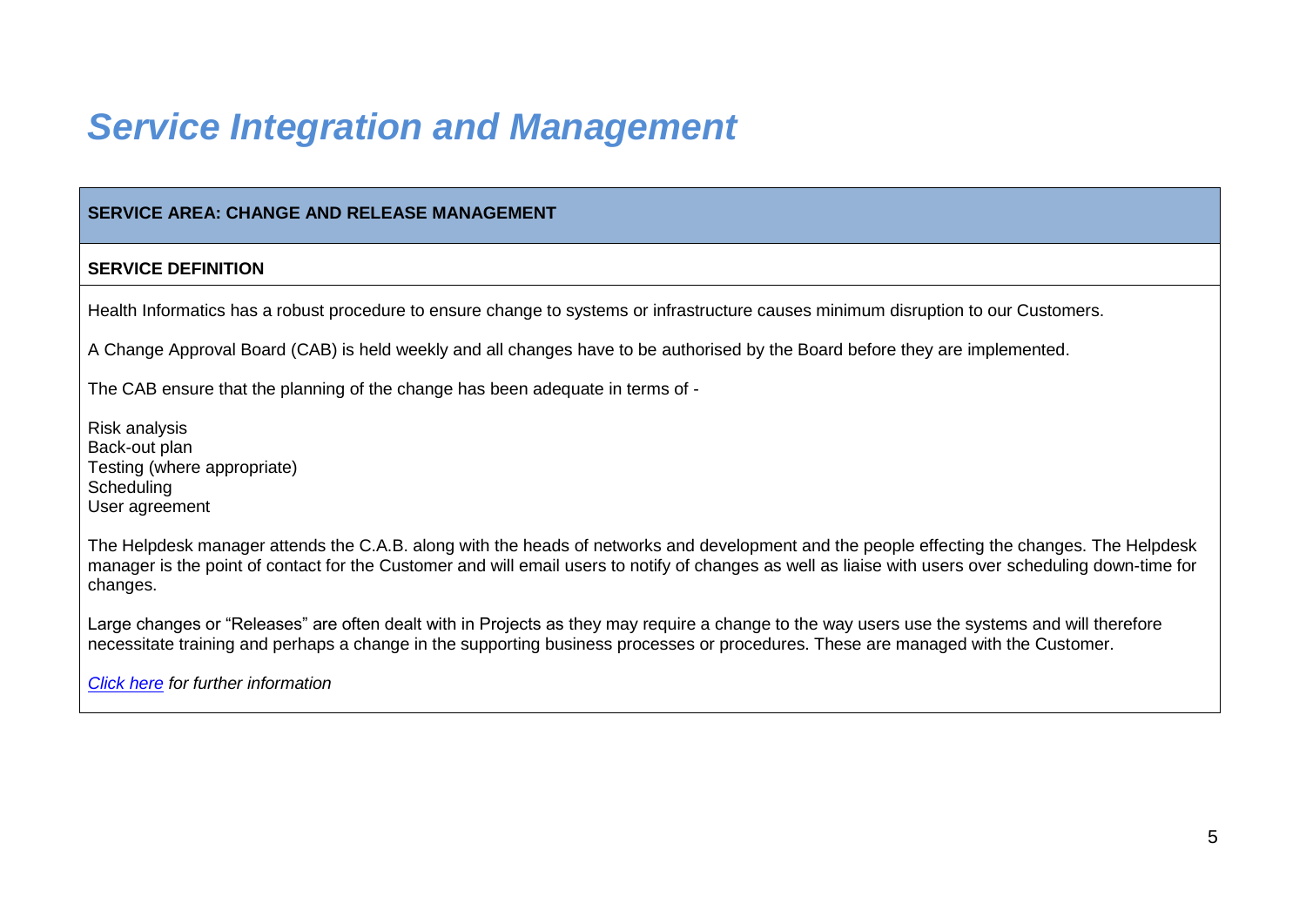# *Service Integration and Management*

**SERVICE AREA: CHANGE AND RELEASE MANAGEMENT**

**SERVICE DEFINITION**

Health Informatics has a robust procedure to ensure change to systems or infrastructure causes minimum disruption to our Customers.

A Change Approval Board (CAB) is held weekly and all changes have to be authorised by the Board before they are implemented.

The CAB ensure that the planning of the change has been adequate in terms of -

Risk analysis
Back-out plan
Testing (where appropriate)
Scheduling
User agreement

The Helpdesk manager attends the C.A.B. along with the heads of networks and development and the people effecting the changes. The Helpdesk manager is the point of contact for the Customer and will email users to notify of changes as well as liaise with users over scheduling down-time for changes.

Large changes or "Releases" are often dealt with in Projects as they may require a change to the way users use the systems and will therefore necessitate training and perhaps a change in the supporting business processes or procedures. These are managed with the Customer.

*Click here for further information*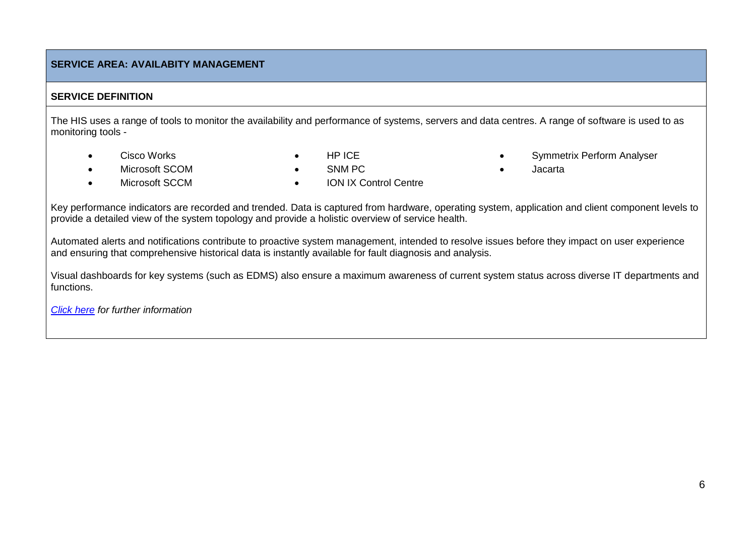## SERVICE AREA: AVAILABITY MANAGEMENT

### SERVICE DEFINITION

The HIS uses a range of tools to monitor the availability and performance of systems, servers and data centres. A range of software is used to as monitoring tools -

- Cisco Works
- Microsoft SCOM
- Microsoft SCCM
- HP ICE
- SNM PC
- ION IX Control Centre
- Symmetrix Perform Analyser
- Jacarta

Key performance indicators are recorded and trended. Data is captured from hardware, operating system, application and client component levels to provide a detailed view of the system topology and provide a holistic overview of service health.

Automated alerts and notifications contribute to proactive system management, intended to resolve issues before they impact on user experience and ensuring that comprehensive historical data is instantly available for fault diagnosis and analysis.

Visual dashboards for key systems (such as EDMS) also ensure a maximum awareness of current system status across diverse IT departments and functions.

*Click here for further information*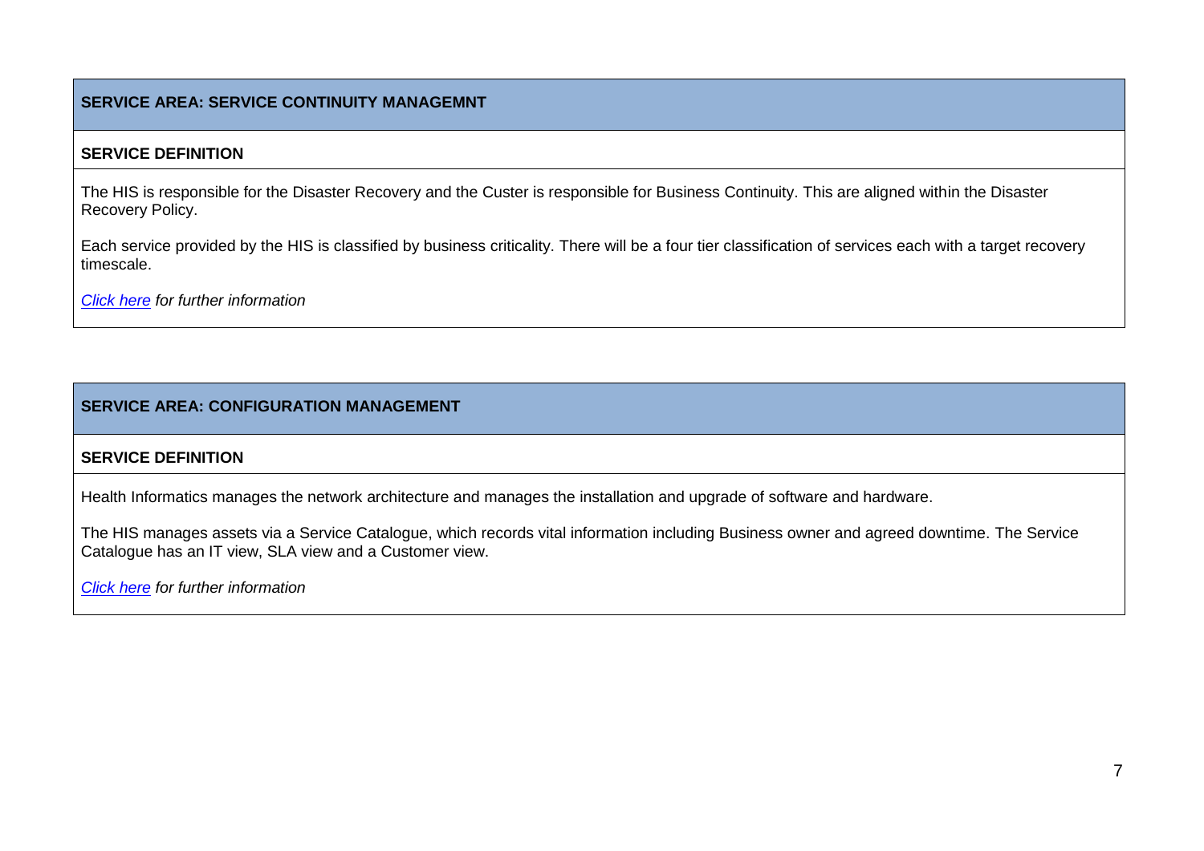## SERVICE AREA: SERVICE CONTINUITY MANAGEMNT

### SERVICE DEFINITION

The HIS is responsible for the Disaster Recovery and the Custer is responsible for Business Continuity. This are aligned within the Disaster Recovery Policy.

Each service provided by the HIS is classified by business criticality. There will be a four tier classification of services each with a target recovery timescale.

*Click here for further information*

## SERVICE AREA: CONFIGURATION MANAGEMENT

### SERVICE DEFINITION

Health Informatics manages the network architecture and manages the installation and upgrade of software and hardware.

The HIS manages assets via a Service Catalogue, which records vital information including Business owner and agreed downtime. The Service Catalogue has an IT view, SLA view and a Customer view.

*Click here for further information*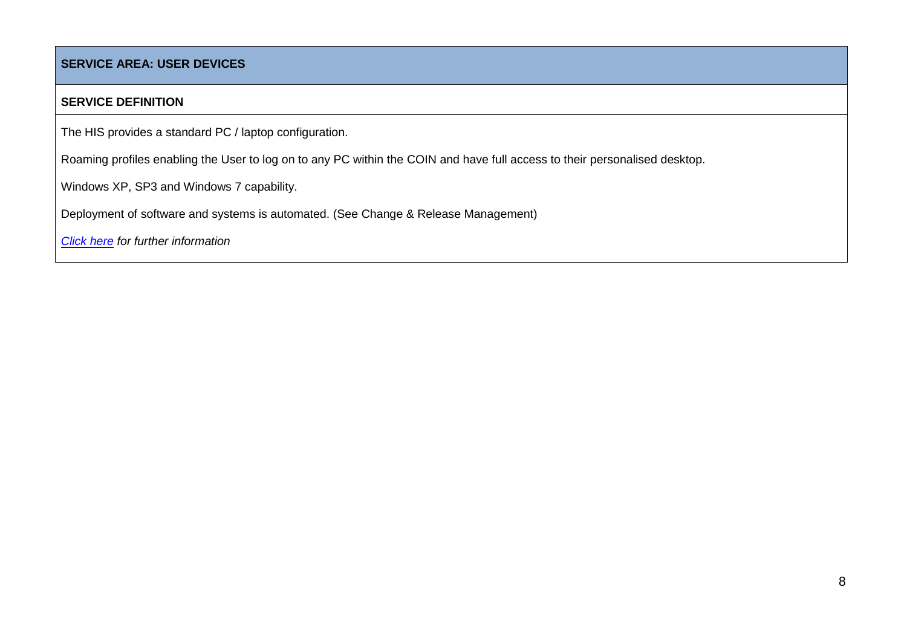## SERVICE AREA: USER DEVICES

### SERVICE DEFINITION

The HIS provides a standard PC / laptop configuration.

Roaming profiles enabling the User to log on to any PC within the COIN and have full access to their personalised desktop.

Windows XP, SP3 and Windows 7 capability.

Deployment of software and systems is automated. (See Change & Release Management)

*Click here for further information*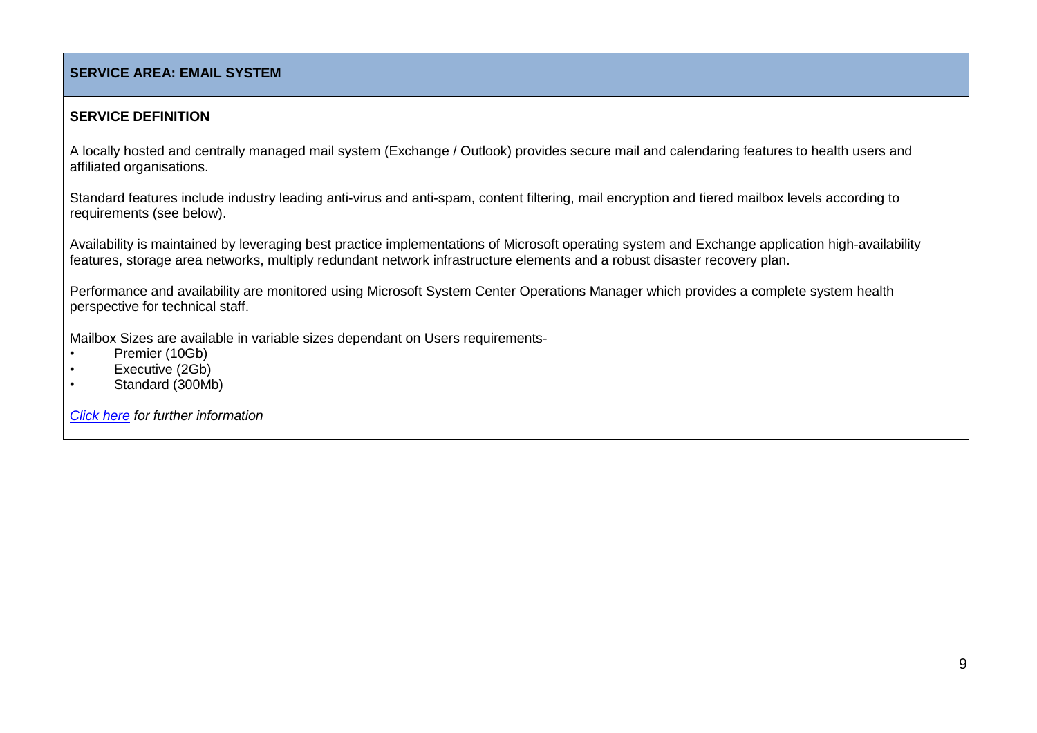## SERVICE AREA: EMAIL SYSTEM

### SERVICE DEFINITION

A locally hosted and centrally managed mail system (Exchange / Outlook) provides secure mail and calendaring features to health users and affiliated organisations.

Standard features include industry leading anti-virus and anti-spam, content filtering, mail encryption and tiered mailbox levels according to requirements (see below).

Availability is maintained by leveraging best practice implementations of Microsoft operating system and Exchange application high-availability features, storage area networks, multiply redundant network infrastructure elements and a robust disaster recovery plan.

Performance and availability are monitored using Microsoft System Center Operations Manager which provides a complete system health perspective for technical staff.

Mailbox Sizes are available in variable sizes dependant on Users requirements-

- Premier (10Gb)
- Executive (2Gb)
- Standard (300Mb)

*Click here for further information*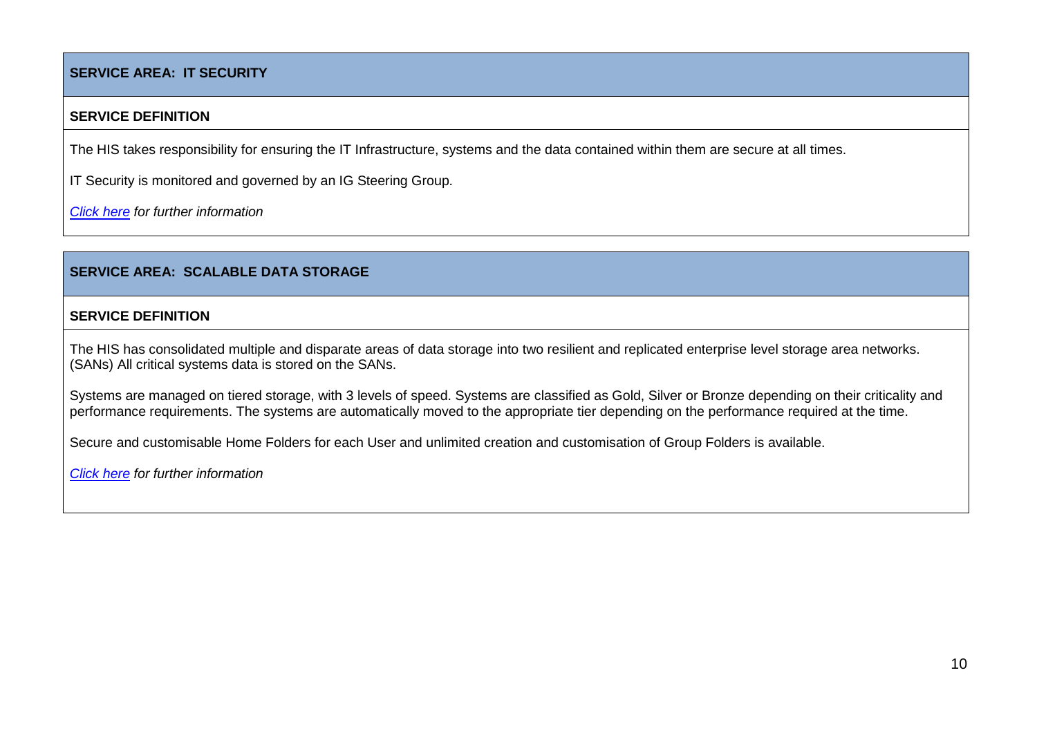## SERVICE AREA: IT SECURITY

### SERVICE DEFINITION

The HIS takes responsibility for ensuring the IT Infrastructure, systems and the data contained within them are secure at all times.

IT Security is monitored and governed by an IG Steering Group.

*Click here for further information*

## SERVICE AREA: SCALABLE DATA STORAGE

### SERVICE DEFINITION

The HIS has consolidated multiple and disparate areas of data storage into two resilient and replicated enterprise level storage area networks. (SANs) All critical systems data is stored on the SANs.

Systems are managed on tiered storage, with 3 levels of speed. Systems are classified as Gold, Silver or Bronze depending on their criticality and performance requirements. The systems are automatically moved to the appropriate tier depending on the performance required at the time.

Secure and customisable Home Folders for each User and unlimited creation and customisation of Group Folders is available.

*Click here for further information*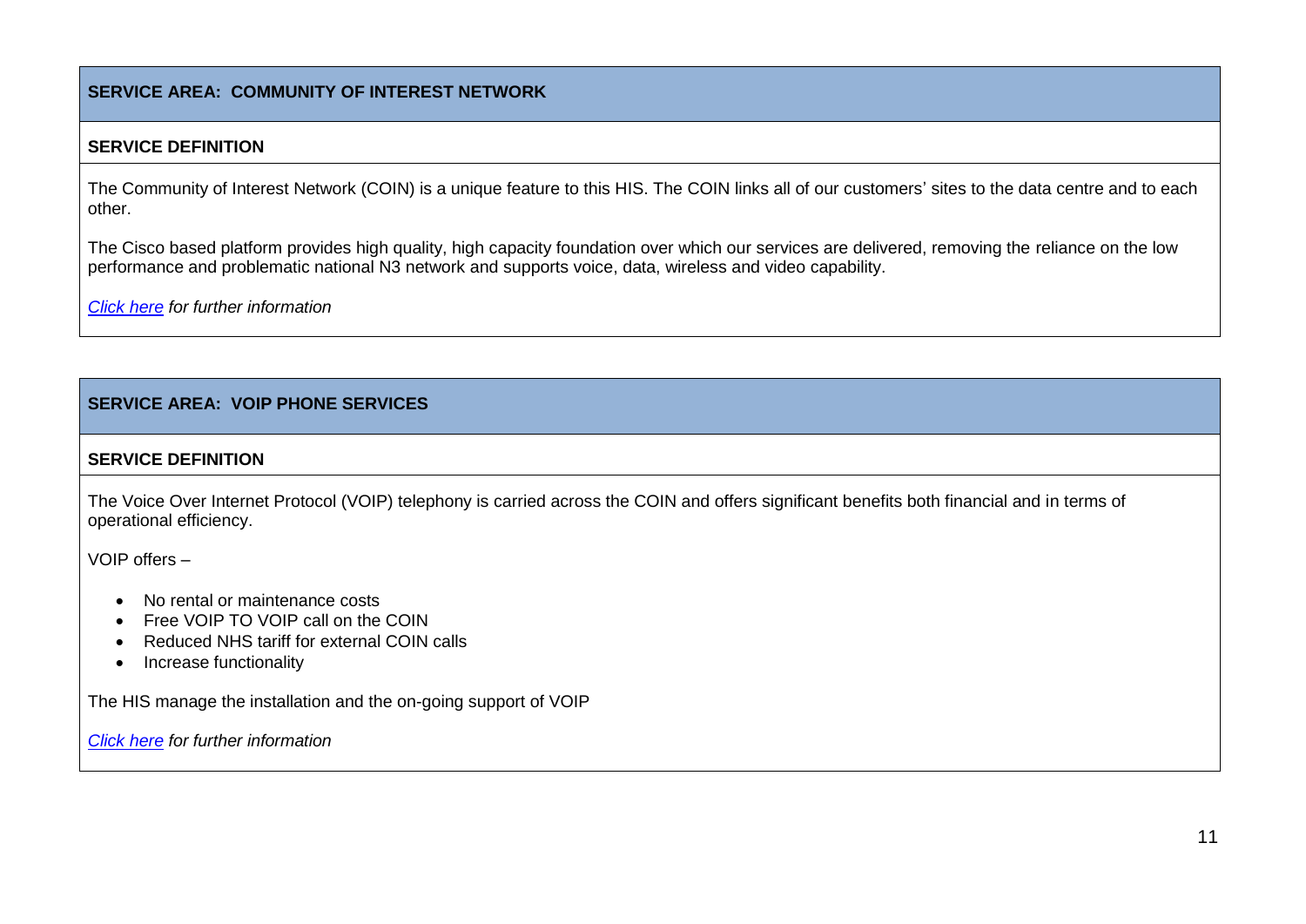## SERVICE AREA: COMMUNITY OF INTEREST NETWORK

**SERVICE DEFINITION**

The Community of Interest Network (COIN) is a unique feature to this HIS. The COIN links all of our customers' sites to the data centre and to each other.

The Cisco based platform provides high quality, high capacity foundation over which our services are delivered, removing the reliance on the low performance and problematic national N3 network and supports voice, data, wireless and video capability.

*Click here for further information*

## SERVICE AREA: VOIP PHONE SERVICES

**SERVICE DEFINITION**

The Voice Over Internet Protocol (VOIP) telephony is carried across the COIN and offers significant benefits both financial and in terms of operational efficiency.

VOIP offers –

- No rental or maintenance costs
- Free VOIP TO VOIP call on the COIN
- Reduced NHS tariff for external COIN calls
- Increase functionality

The HIS manage the installation and the on-going support of VOIP

*Click here for further information*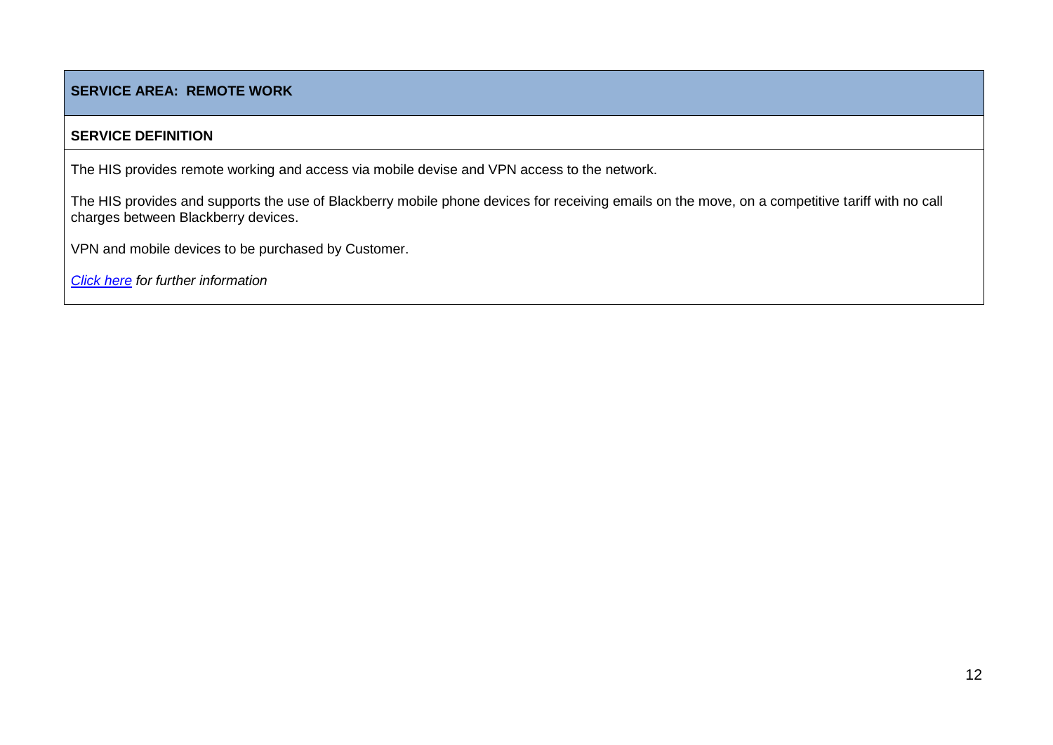**SERVICE AREA: REMOTE WORK**

**SERVICE DEFINITION**

The HIS provides remote working and access via mobile devise and VPN access to the network.

The HIS provides and supports the use of Blackberry mobile phone devices for receiving emails on the move, on a competitive tariff with no call charges between Blackberry devices.

VPN and mobile devices to be purchased by Customer.

*Click here for further information*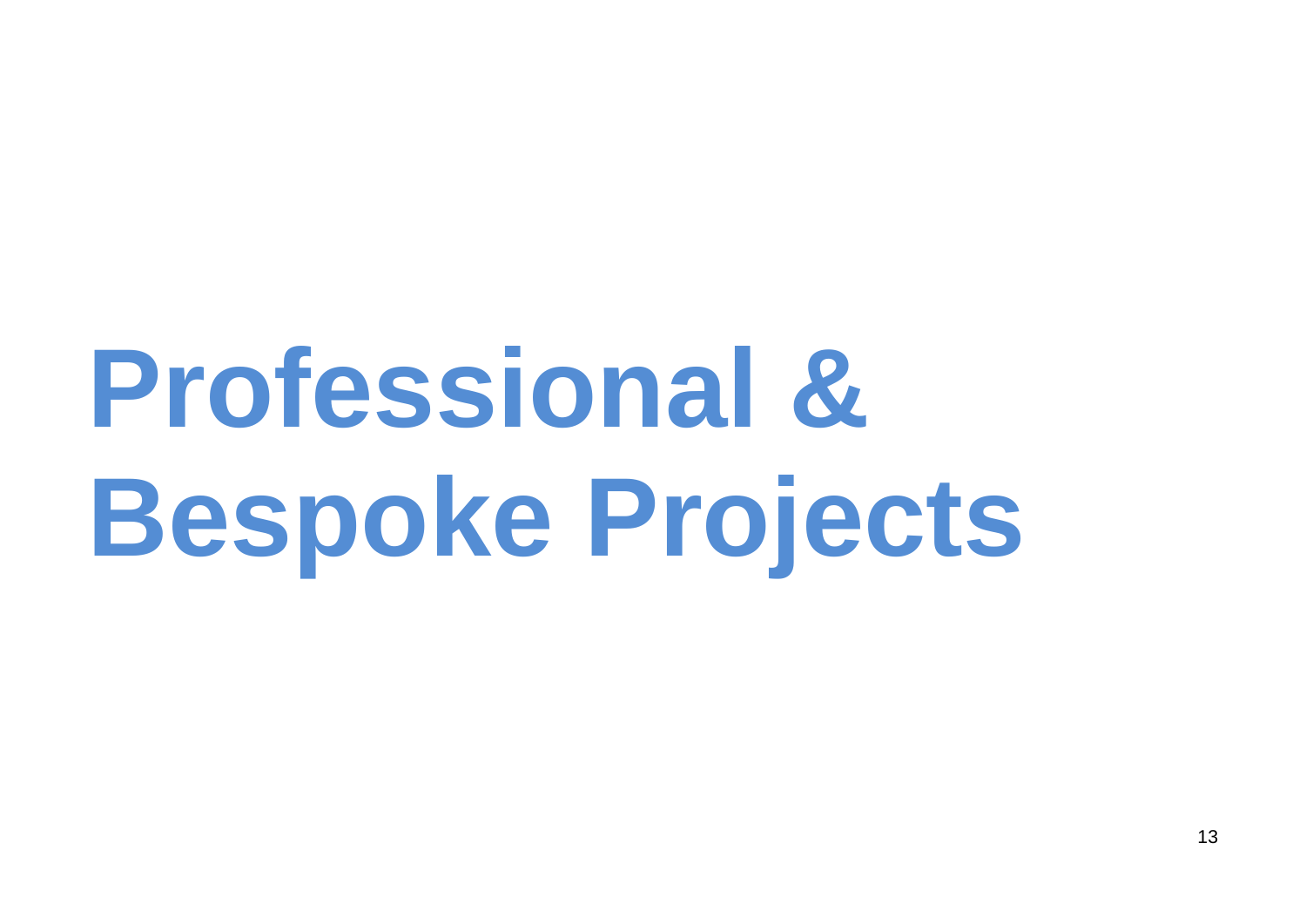# Professional & Bespoke Projects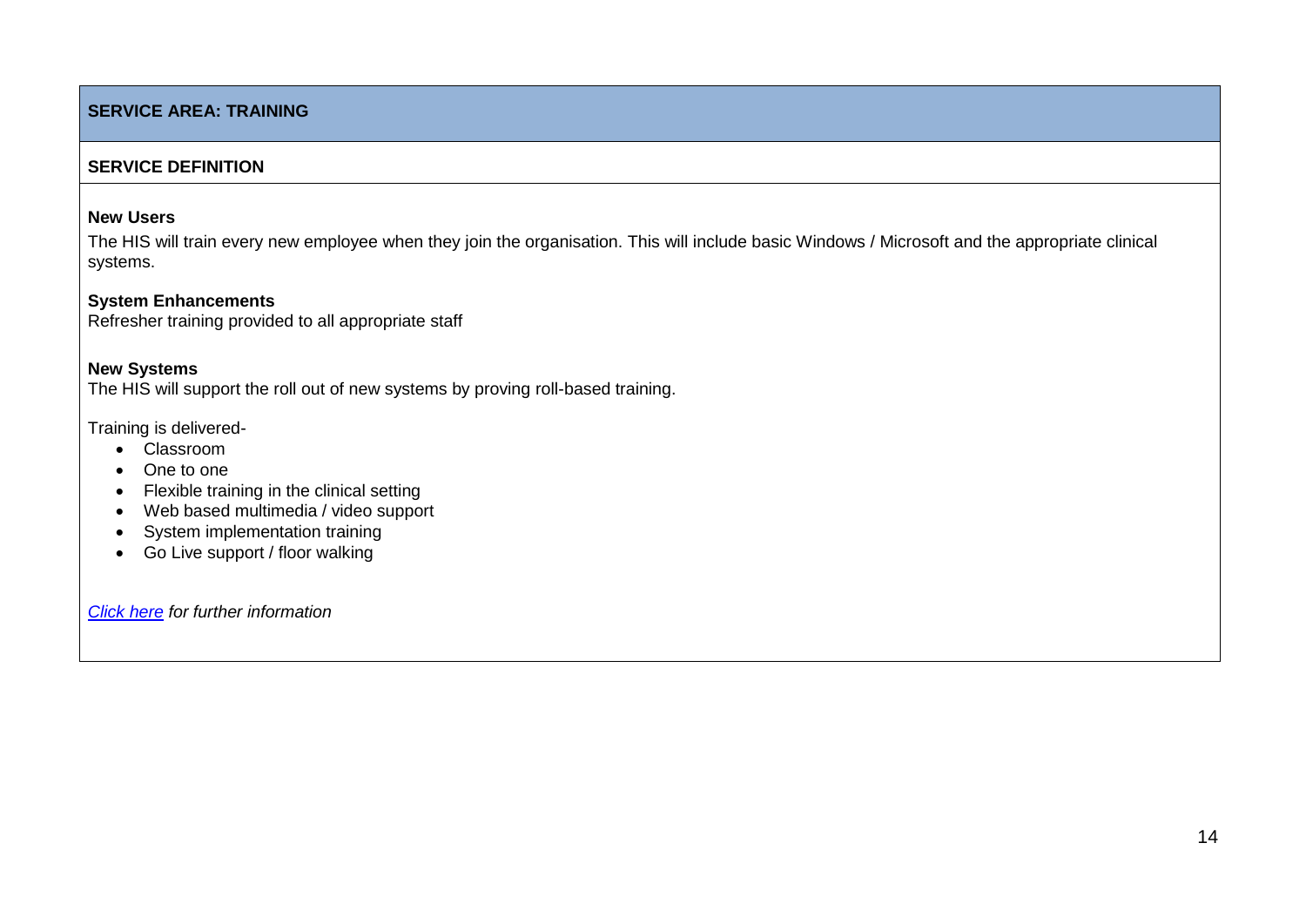## SERVICE AREA: TRAINING

### SERVICE DEFINITION

**New Users**

The HIS will train every new employee when they join the organisation. This will include basic Windows / Microsoft and the appropriate clinical systems.

**System Enhancements**

Refresher training provided to all appropriate staff

**New Systems**

The HIS will support the roll out of new systems by proving roll-based training.

Training is delivered-

- Classroom
- One to one
- Flexible training in the clinical setting
- Web based multimedia / video support
- System implementation training
- Go Live support / floor walking

*Click here for further information*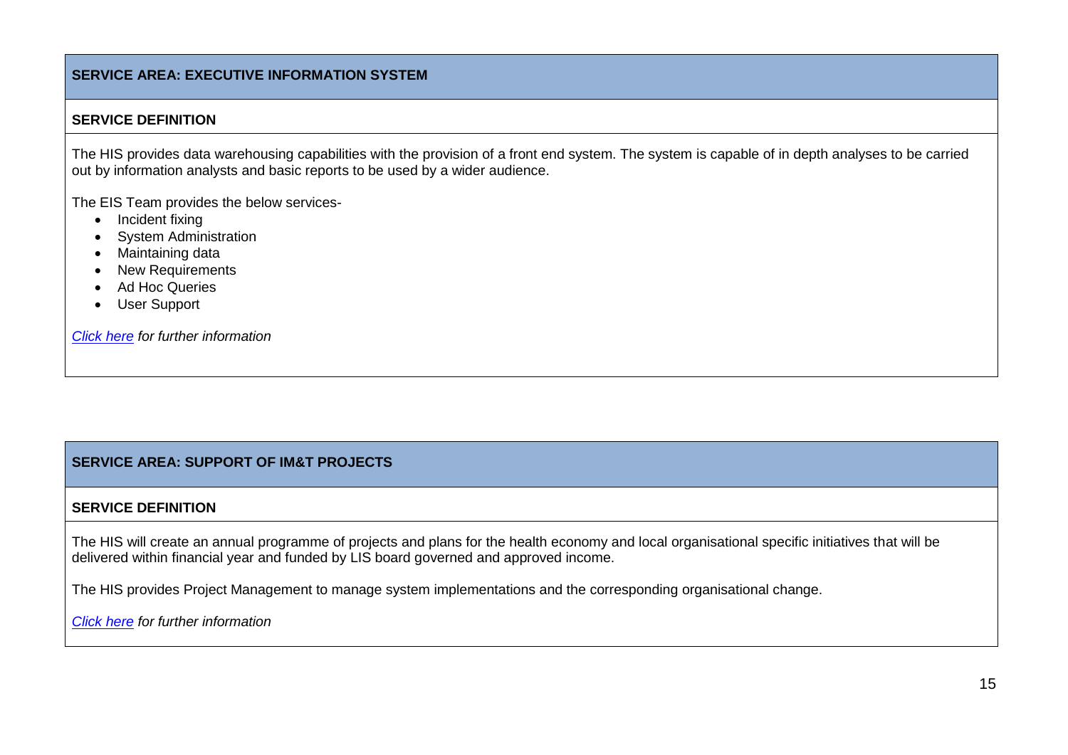## SERVICE AREA: EXECUTIVE INFORMATION SYSTEM

### SERVICE DEFINITION

The HIS provides data warehousing capabilities with the provision of a front end system. The system is capable of in depth analyses to be carried out by information analysts and basic reports to be used by a wider audience.

The EIS Team provides the below services-

- Incident fixing
- System Administration
- Maintaining data
- New Requirements
- Ad Hoc Queries
- User Support

*Click here for further information*

## SERVICE AREA: SUPPORT OF IM&T PROJECTS

### SERVICE DEFINITION

The HIS will create an annual programme of projects and plans for the health economy and local organisational specific initiatives that will be delivered within financial year and funded by LIS board governed and approved income.

The HIS provides Project Management to manage system implementations and the corresponding organisational change.

*Click here for further information*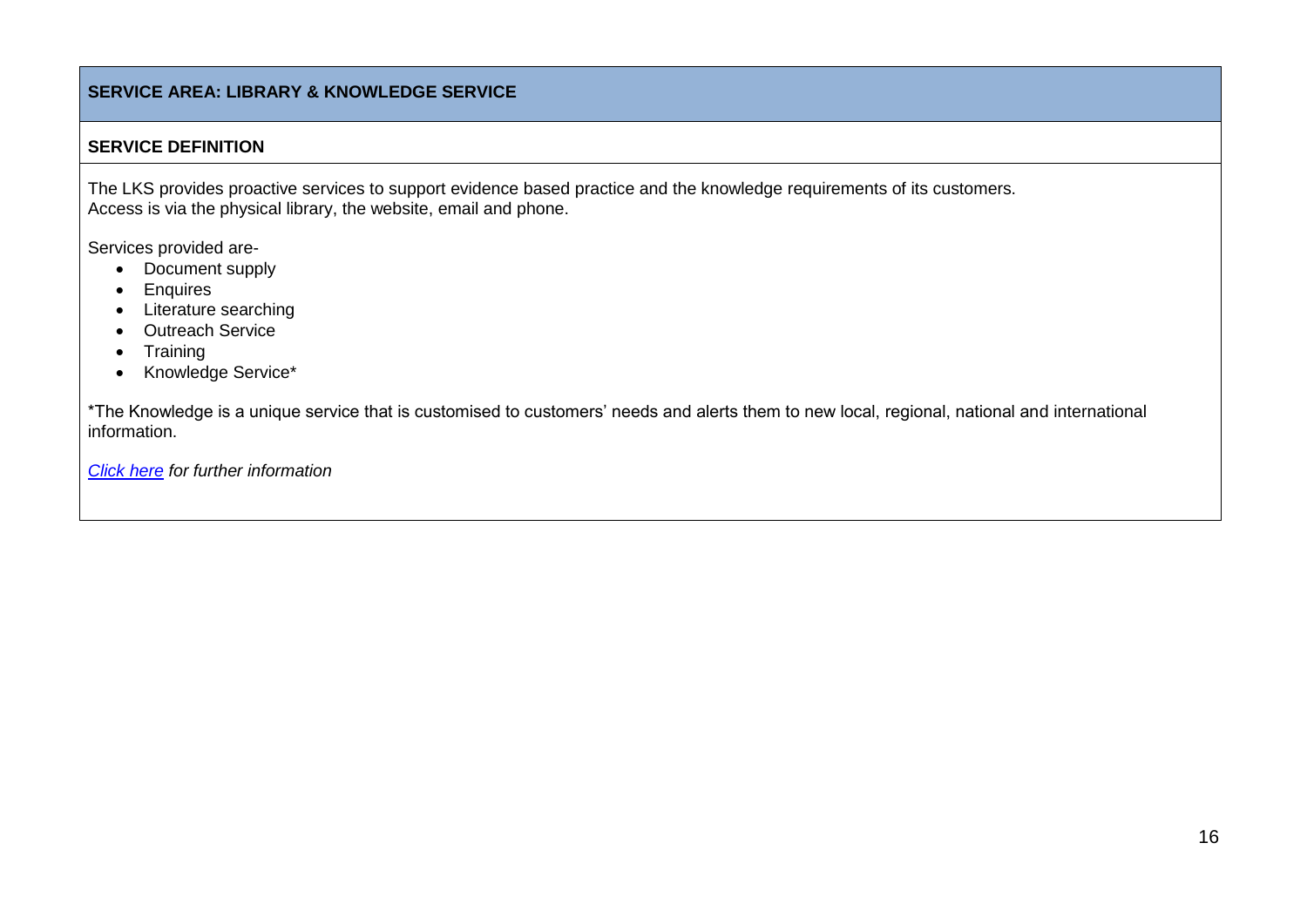## SERVICE AREA: LIBRARY & KNOWLEDGE SERVICE

### SERVICE DEFINITION

The LKS provides proactive services to support evidence based practice and the knowledge requirements of its customers.
Access is via the physical library, the website, email and phone.

Services provided are-

- Document supply
- Enquires
- Literature searching
- Outreach Service
- Training
- Knowledge Service*

*The Knowledge is a unique service that is customised to customers' needs and alerts them to new local, regional, national and international information.

*Click here for further information*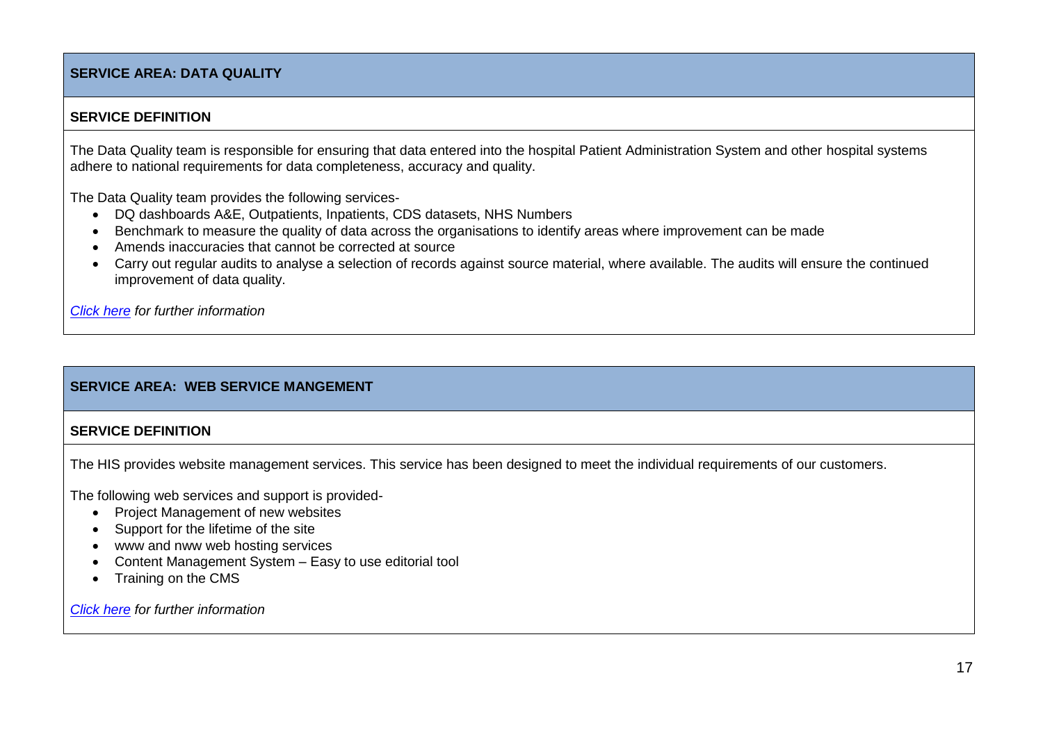## SERVICE AREA: DATA QUALITY

### SERVICE DEFINITION

The Data Quality team is responsible for ensuring that data entered into the hospital Patient Administration System and other hospital systems adhere to national requirements for data completeness, accuracy and quality.

The Data Quality team provides the following services-

- DQ dashboards A&E, Outpatients, Inpatients, CDS datasets, NHS Numbers
- Benchmark to measure the quality of data across the organisations to identify areas where improvement can be made
- Amends inaccuracies that cannot be corrected at source
- Carry out regular audits to analyse a selection of records against source material, where available. The audits will ensure the continued improvement of data quality.

*Click here for further information*

## SERVICE AREA: WEB SERVICE MANGEMENT

### SERVICE DEFINITION

The HIS provides website management services. This service has been designed to meet the individual requirements of our customers.

The following web services and support is provided-

- Project Management of new websites
- Support for the lifetime of the site
- www and nww web hosting services
- Content Management System – Easy to use editorial tool
- Training on the CMS

*Click here for further information*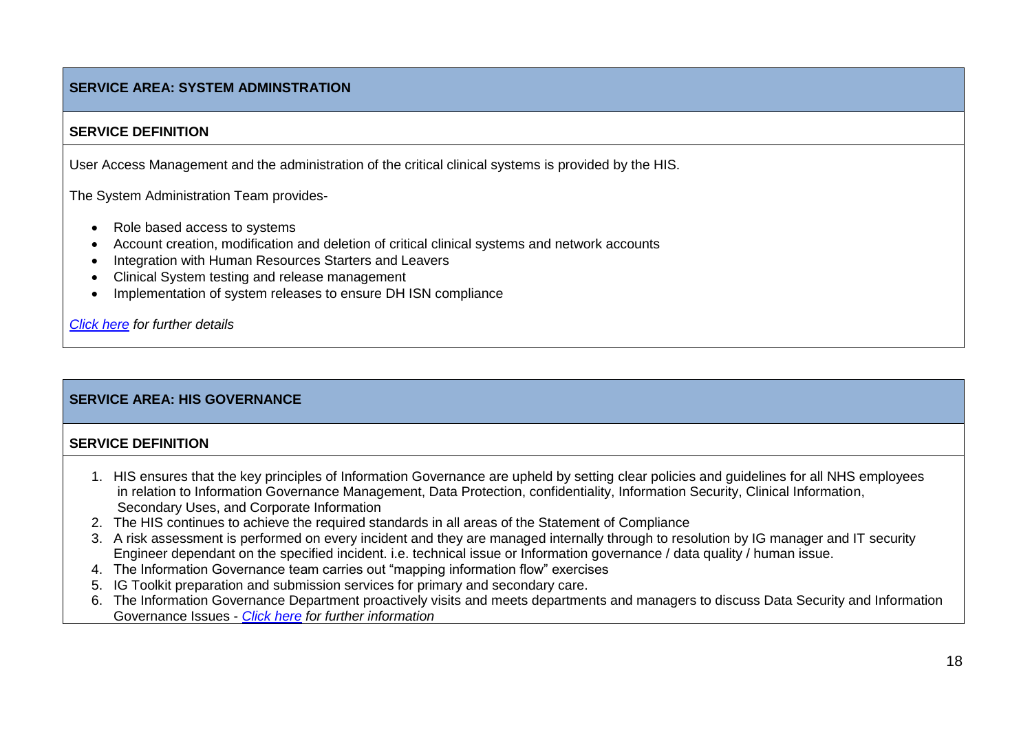## SERVICE AREA: SYSTEM ADMINSTRATION

### SERVICE DEFINITION

User Access Management and the administration of the critical clinical systems is provided by the HIS.

The System Administration Team provides-

- Role based access to systems
- Account creation, modification and deletion of critical clinical systems and network accounts
- Integration with Human Resources Starters and Leavers
- Clinical System testing and release management
- Implementation of system releases to ensure DH ISN compliance

*Click here for further details*

## SERVICE AREA: HIS GOVERNANCE

### SERVICE DEFINITION

1. HIS ensures that the key principles of Information Governance are upheld by setting clear policies and guidelines for all NHS employees in relation to Information Governance Management, Data Protection, confidentiality, Information Security, Clinical Information, Secondary Uses, and Corporate Information
2. The HIS continues to achieve the required standards in all areas of the Statement of Compliance
3. A risk assessment is performed on every incident and they are managed internally through to resolution by IG manager and IT security Engineer dependant on the specified incident. i.e. technical issue or Information governance / data quality / human issue.
4. The Information Governance team carries out “mapping information flow” exercises
5. IG Toolkit preparation and submission services for primary and secondary care.
6. The Information Governance Department proactively visits and meets departments and managers to discuss Data Security and Information Governance Issues - *Click here for further information*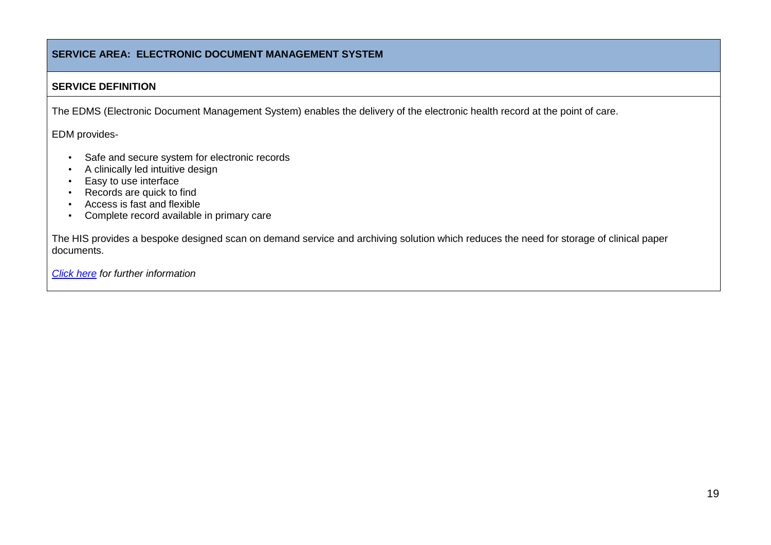## SERVICE AREA: ELECTRONIC DOCUMENT MANAGEMENT SYSTEM

### SERVICE DEFINITION

The EDMS (Electronic Document Management System) enables the delivery of the electronic health record at the point of care.

EDM provides-

- Safe and secure system for electronic records
- A clinically led intuitive design
- Easy to use interface
- Records are quick to find
- Access is fast and flexible
- Complete record available in primary care

The HIS provides a bespoke designed scan on demand service and archiving solution which reduces the need for storage of clinical paper documents.

*Click here for further information*